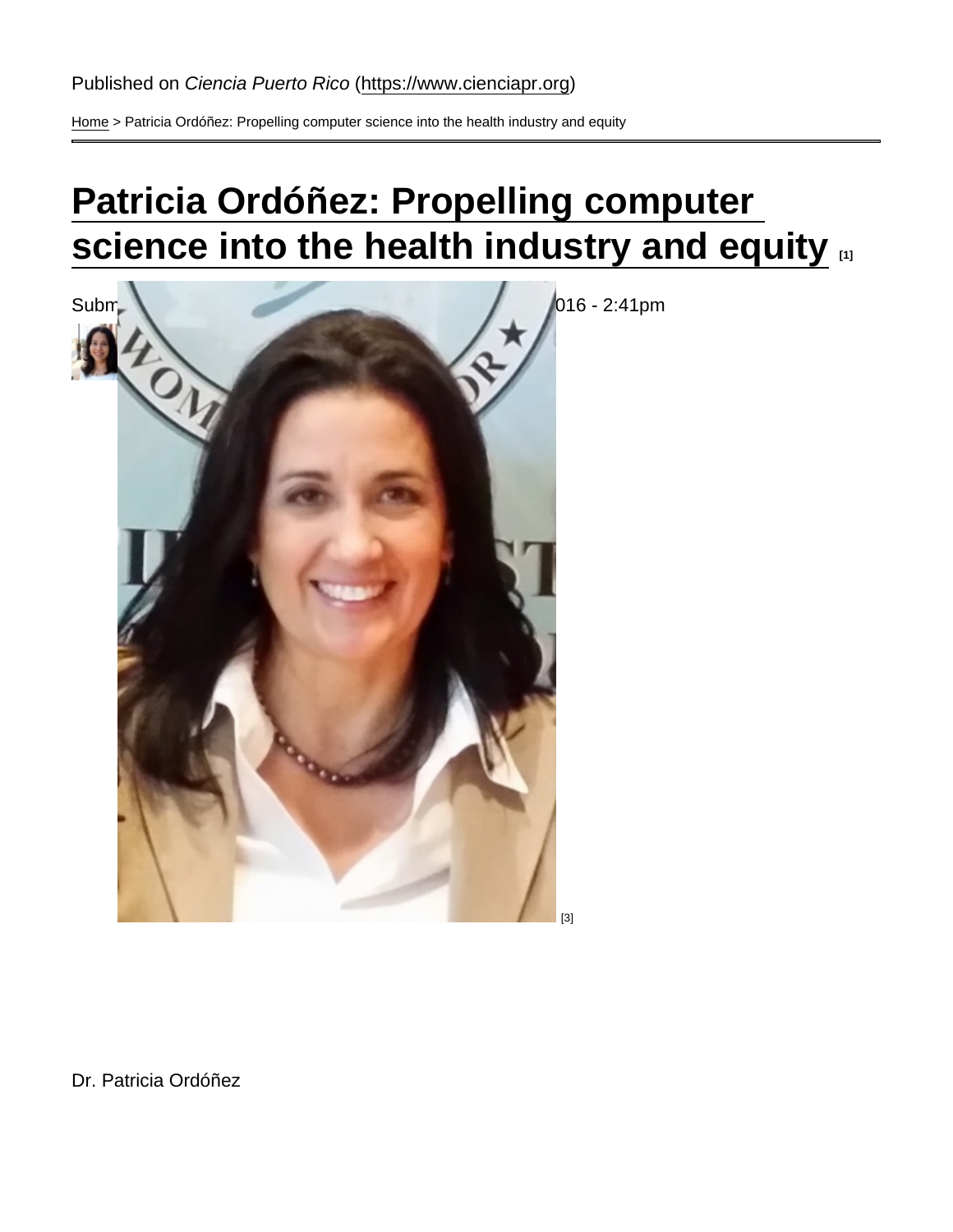Published on *Ciencia Puerto Rico* (https://www.cienciapr.org)

Home > Patricia Ordóñez: Propelling computer science into the health industry and equity

# Patricia Ordóñez: Propelling computer science into the health industry and equity [1]

Subm 016 - 2:41pm

[3]

Dr. Patricia Ordóñez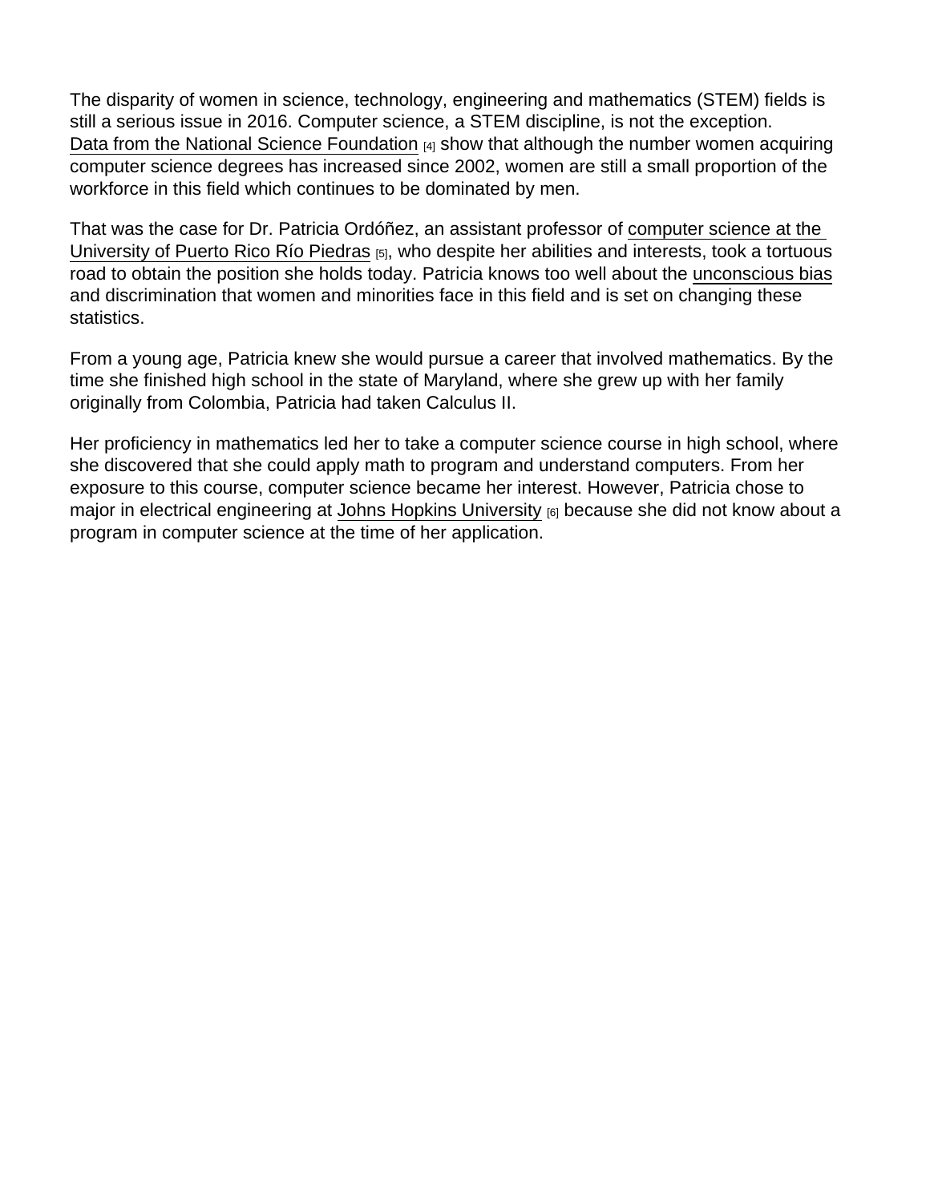The disparity of women in science, technology, engineering and mathematics (STEM) fields is still a serious issue in 2016. Computer science, a STEM discipline, is not the exception. Data from the National Science Foundation [4] show that although the number women acquiring computer science degrees has increased since 2002, women are still a small proportion of the workforce in this field which continues to be dominated by men.

That was the case for Dr. Patricia Ordóñez, an assistant professor of computer science at the University of Puerto Rico Río Piedras [5], who despite her abilities and interests, took a tortuous road to obtain the position she holds today. Patricia knows too well about the unconscious bias and discrimination that women and minorities face in this field and is set on changing these statistics.

From a young age, Patricia knew she would pursue a career that involved mathematics. By the time she finished high school in the state of Maryland, where she grew up with her family originally from Colombia, Patricia had taken Calculus II.

Her proficiency in mathematics led her to take a computer science course in high school, where she discovered that she could apply math to program and understand computers. From her exposure to this course, computer science became her interest. However, Patricia chose to major in electrical engineering at Johns Hopkins University [6] because she did not know about a program in computer science at the time of her application.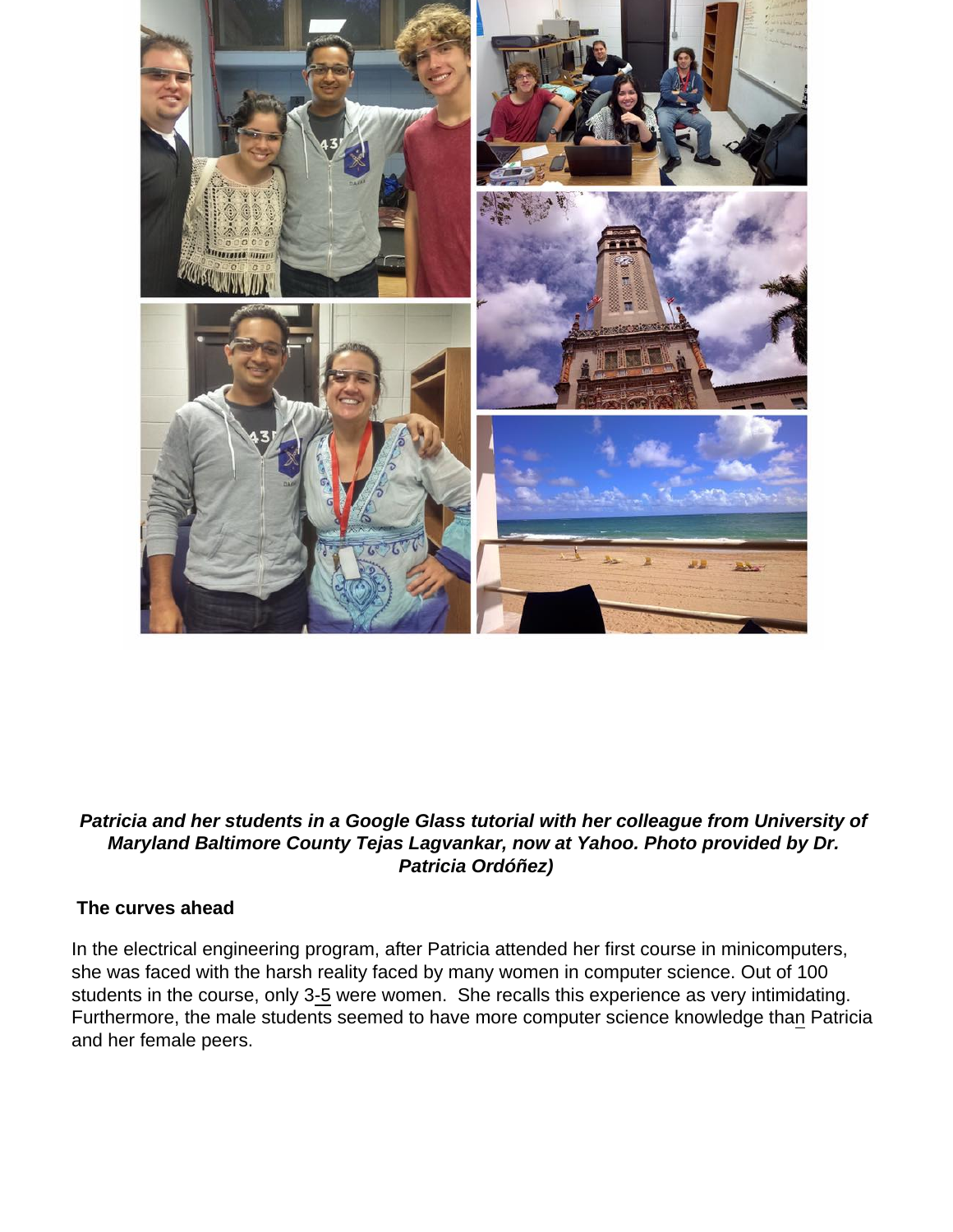***Patricia and her students in a Google Glass tutorial with her colleague from University of Maryland Baltimore County Tejas Lagvankar, now at Yahoo. Photo provided by Dr. Patricia Ordóñez)***

**The curves ahead**

In the electrical engineering program, after Patricia attended her first course in minicomputers, she was faced with the harsh reality faced by many women in computer science. Out of 100 students in the course, only 3-5 were women. She recalls this experience as very intimidating. Furthermore, the male students seemed to have more computer science knowledge than Patricia and her female peers.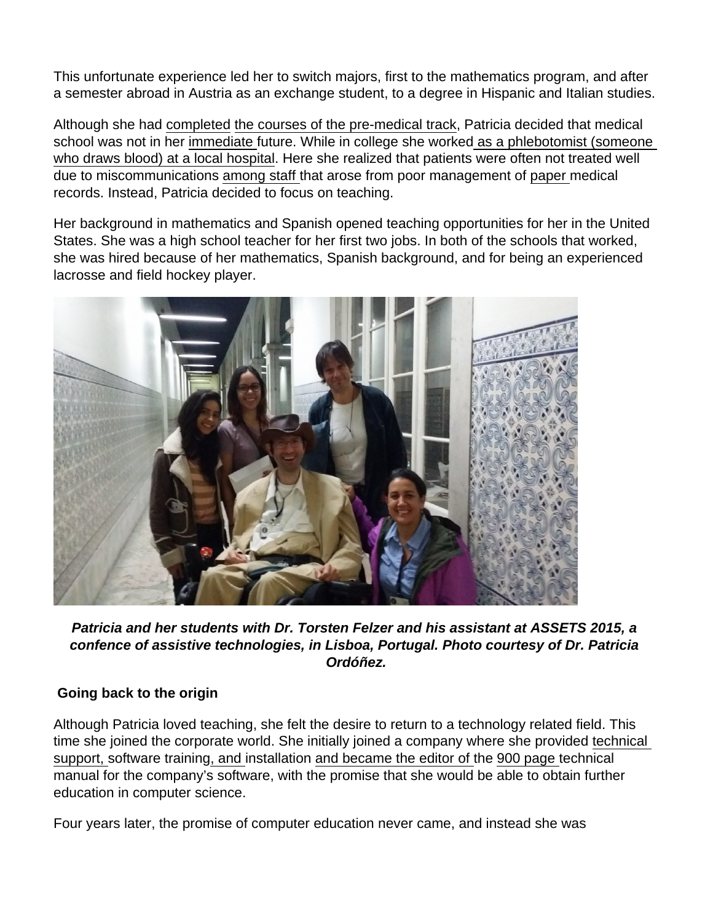This unfortunate experience led her to switch majors, first to the mathematics program, and after a semester abroad in Austria as an exchange student, to a degree in Hispanic and Italian studies.

Although she had completed the courses of the pre-medical track, Patricia decided that medical school was not in her immediate future. While in college she worked as a phlebotomist (someone who draws blood) at a local hospital. Here she realized that patients were often not treated well due to miscommunications among staff that arose from poor management of paper medical records. Instead, Patricia decided to focus on teaching.

Her background in mathematics and Spanish opened teaching opportunities for her in the United States. She was a high school teacher for her first two jobs. In both of the schools that worked, she was hired because of her mathematics, Spanish background, and for being an experienced lacrosse and field hockey player.

***Patricia and her students with Dr. Torsten Felzer and his assistant at ASSETS 2015, a confence of assistive technologies, in Lisboa, Portugal. Photo courtesy of Dr. Patricia Ordóñez.***

**Going back to the origin**

Although Patricia loved teaching, she felt the desire to return to a technology related field. This time she joined the corporate world. She initially joined a company where she provided technical support, software training, and installation and became the editor of the 900 page technical manual for the company's software, with the promise that she would be able to obtain further education in computer science.

Four years later, the promise of computer education never came, and instead she was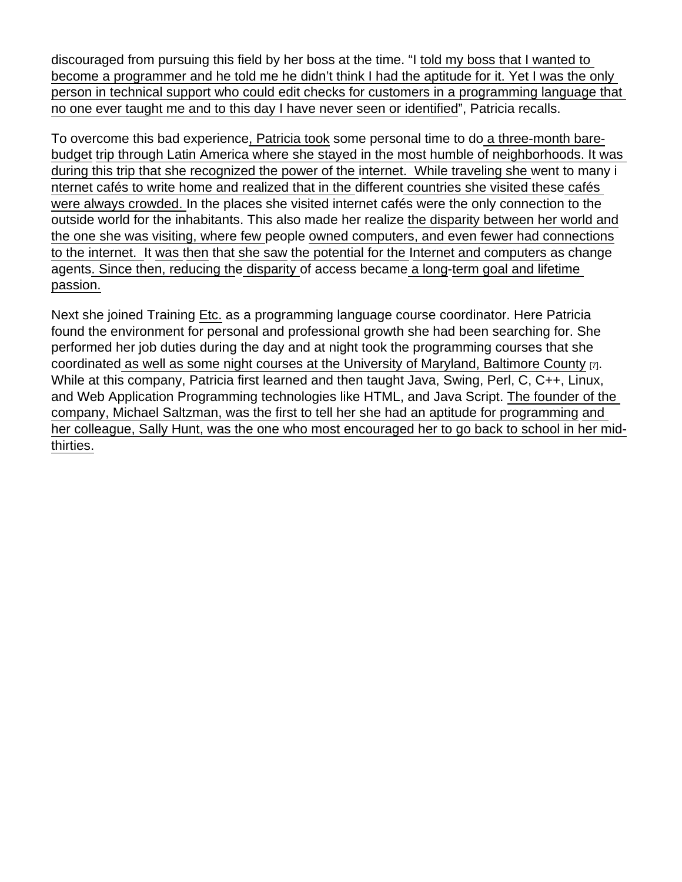discouraged from pursuing this field by her boss at the time. "I told my boss that I wanted to become a programmer and he told me he didn't think I had the aptitude for it. Yet I was the only person in technical support who could edit checks for customers in a programming language that no one ever taught me and to this day I have never seen or identified", Patricia recalls.

To overcome this bad experience, Patricia took some personal time to do a three-month bare-budget trip through Latin America where she stayed in the most humble of neighborhoods. It was during this trip that she recognized the power of the internet. While traveling she went to many internet cafés to write home and realized that in the different countries she visited these cafés were always crowded. In the places she visited internet cafés were the only connection to the outside world for the inhabitants. This also made her realize the disparity between her world and the one she was visiting, where few people owned computers, and even fewer had connections to the internet. It was then that she saw the potential for the Internet and computers as change agents. Since then, reducing the disparity of access became a long-term goal and lifetime passion.

Next she joined Training Etc. as a programming language course coordinator. Here Patricia found the environment for personal and professional growth she had been searching for. She performed her job duties during the day and at night took the programming courses that she coordinated as well as some night courses at the University of Maryland, Baltimore County [7]. While at this company, Patricia first learned and then taught Java, Swing, Perl, C, C++, Linux, and Web Application Programming technologies like HTML, and Java Script. The founder of the company, Michael Saltzman, was the first to tell her she had an aptitude for programming and her colleague, Sally Hunt, was the one who most encouraged her to go back to school in her mid-thirties.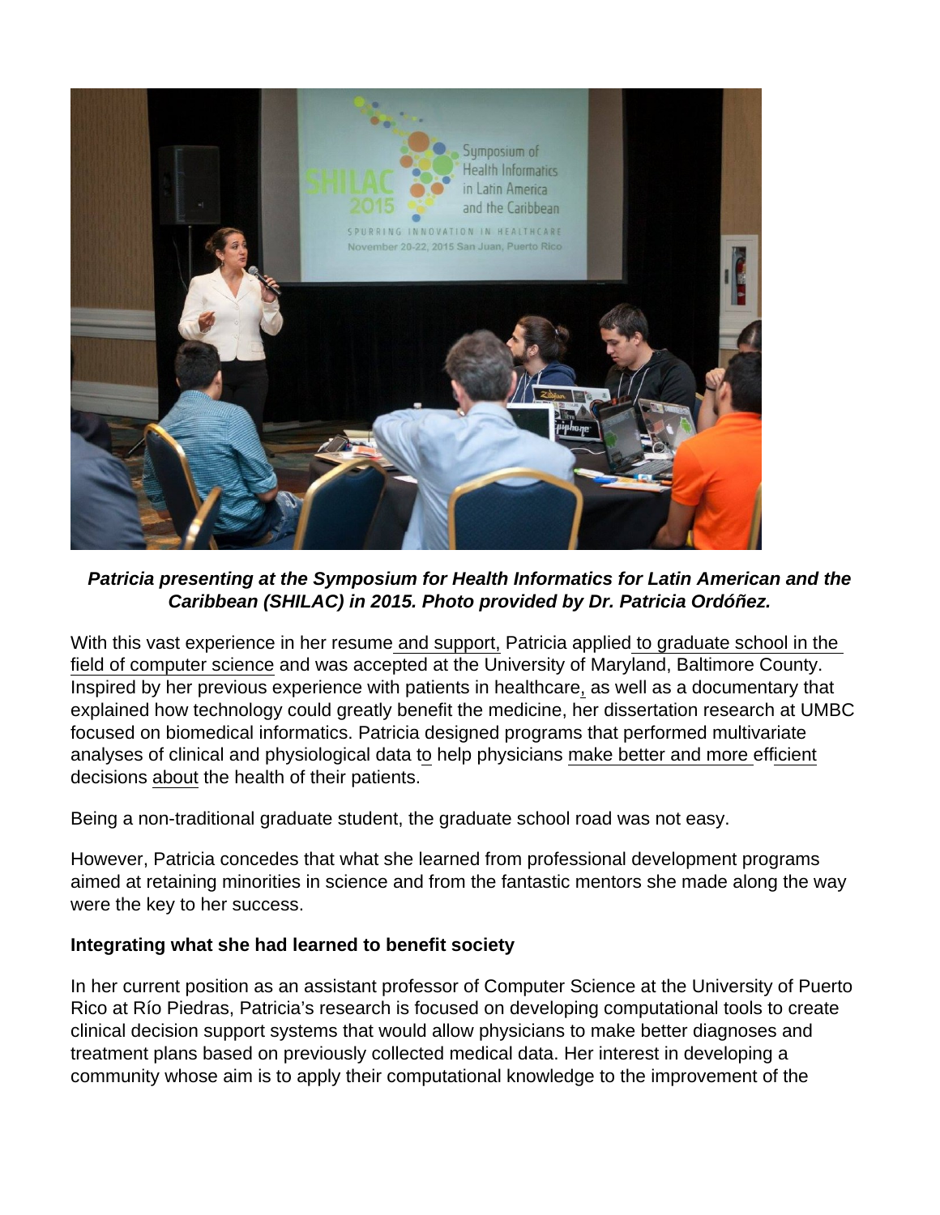***Patricia presenting at the Symposium for Health Informatics for Latin American and the Caribbean (SHILAC) in 2015. Photo provided by Dr. Patricia Ordóñez.***

With this vast experience in her resume and support, Patricia applied to graduate school in the field of computer science and was accepted at the University of Maryland, Baltimore County. Inspired by her previous experience with patients in healthcare, as well as a documentary that explained how technology could greatly benefit the medicine, her dissertation research at UMBC focused on biomedical informatics. Patricia designed programs that performed multivariate analyses of clinical and physiological data to help physicians make better and more efficient decisions about the health of their patients.

Being a non-traditional graduate student, the graduate school road was not easy.

However, Patricia concedes that what she learned from professional development programs aimed at retaining minorities in science and from the fantastic mentors she made along the way were the key to her success.

**Integrating what she had learned to benefit society**

In her current position as an assistant professor of Computer Science at the University of Puerto Rico at Río Piedras, Patricia's research is focused on developing computational tools to create clinical decision support systems that would allow physicians to make better diagnoses and treatment plans based on previously collected medical data. Her interest in developing a community whose aim is to apply their computational knowledge to the improvement of the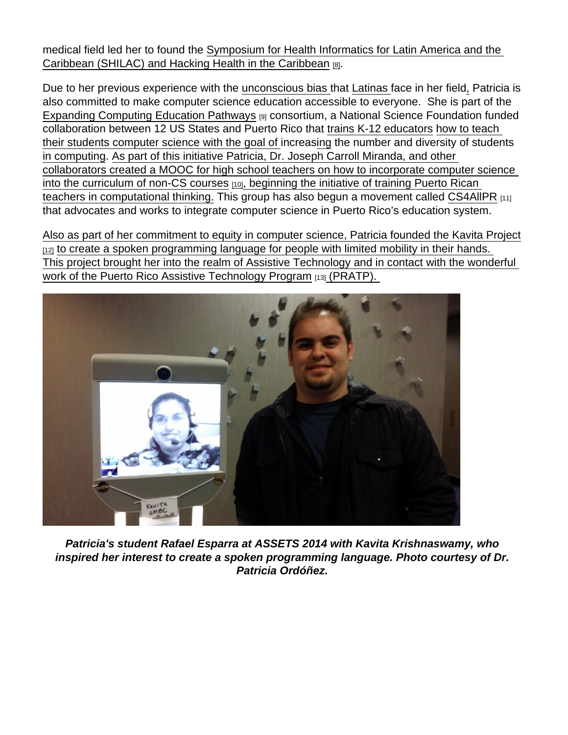medical field led her to found the Symposium for Health Informatics for Latin America and the Caribbean (SHILAC) and Hacking Health in the Caribbean [8].

Due to her previous experience with the unconscious bias that Latinas face in her field, Patricia is also committed to make computer science education accessible to everyone. She is part of the Expanding Computing Education Pathways [9] consortium, a National Science Foundation funded collaboration between 12 US States and Puerto Rico that trains K-12 educators how to teach their students computer science with the goal of increasing the number and diversity of students in computing. As part of this initiative Patricia, Dr. Joseph Carroll Miranda, and other collaborators created a MOOC for high school teachers on how to incorporate computer science into the curriculum of non-CS courses [10], beginning the initiative of training Puerto Rican teachers in computational thinking. This group has also begun a movement called CS4AllPR [11] that advocates and works to integrate computer science in Puerto Rico's education system.

Also as part of her commitment to equity in computer science, Patricia founded the Kavita Project [12] to create a spoken programming language for people with limited mobility in their hands. This project brought her into the realm of Assistive Technology and in contact with the wonderful work of the Puerto Rico Assistive Technology Program [13] (PRATP).

***Patricia's student Rafael Esparra at ASSETS 2014 with Kavita Krishnaswamy, who inspired her interest to create a spoken programming language. Photo courtesy of Dr. Patricia Ordóñez.***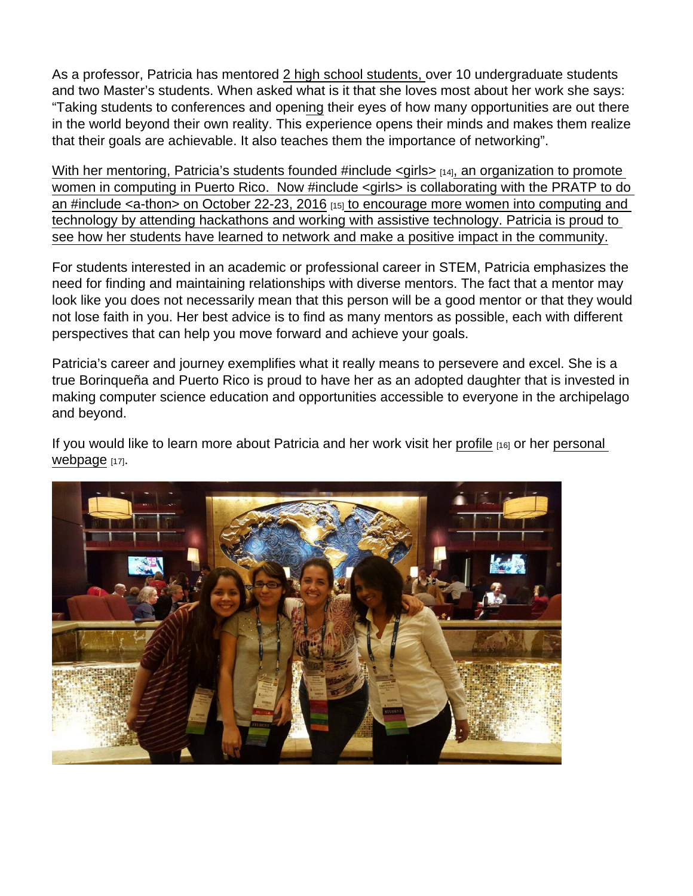As a professor, Patricia has mentored 2 high school students, over 10 undergraduate students and two Master's students. When asked what is it that she loves most about her work she says: "Taking students to conferences and opening their eyes of how many opportunities are out there in the world beyond their own reality. This experience opens their minds and makes them realize that their goals are achievable. It also teaches them the importance of networking".

With her mentoring, Patricia's students founded #include <girls> [14], an organization to promote women in computing in Puerto Rico. Now #include <girls> is collaborating with the PRATP to do an #include <a-thon> on October 22-23, 2016 [15] to encourage more women into computing and technology by attending hackathons and working with assistive technology. Patricia is proud to see how her students have learned to network and make a positive impact in the community.

For students interested in an academic or professional career in STEM, Patricia emphasizes the need for finding and maintaining relationships with diverse mentors. The fact that a mentor may look like you does not necessarily mean that this person will be a good mentor or that they would not lose faith in you. Her best advice is to find as many mentors as possible, each with different perspectives that can help you move forward and achieve your goals.

Patricia's career and journey exemplifies what it really means to persevere and excel. She is a true Borinqueña and Puerto Rico is proud to have her as an adopted daughter that is invested in making computer science education and opportunities accessible to everyone in the archipelago and beyond.

If you would like to learn more about Patricia and her work visit her profile [16] or her personal webpage [17].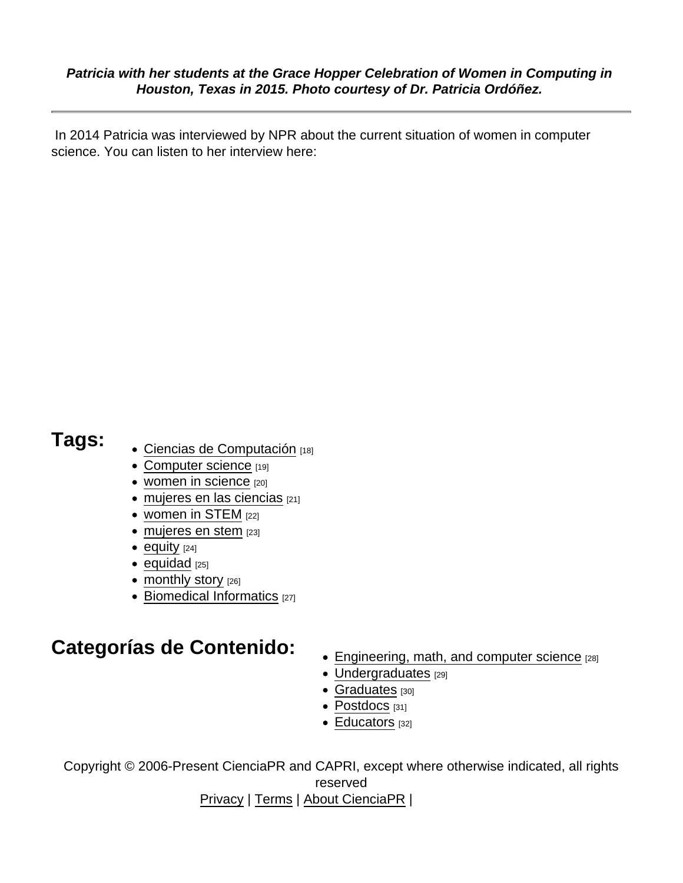***Patricia with her students at the Grace Hopper Celebration of Women in Computing in Houston, Texas in 2015. Photo courtesy of Dr. Patricia Ordóñez.***

---

In 2014 Patricia was interviewed by NPR about the current situation of women in computer science. You can listen to her interview here:

## Tags:

- Ciencias de Computación [18]
- Computer science [19]
- women in science [20]
- mujeres en las ciencias [21]
- women in STEM [22]
- mujeres en stem [23]
- equity [24]
- equidad [25]
- monthly story [26]
- Biomedical Informatics [27]

## Categorías de Contenido:

- Engineering, math, and computer science [28]
- Undergraduates [29]
- Graduates [30]
- Postdocs [31]
- Educators [32]

Copyright © 2006-Present CienciaPR and CAPRI, except where otherwise indicated, all rights reserved
Privacy | Terms | About CienciaPR |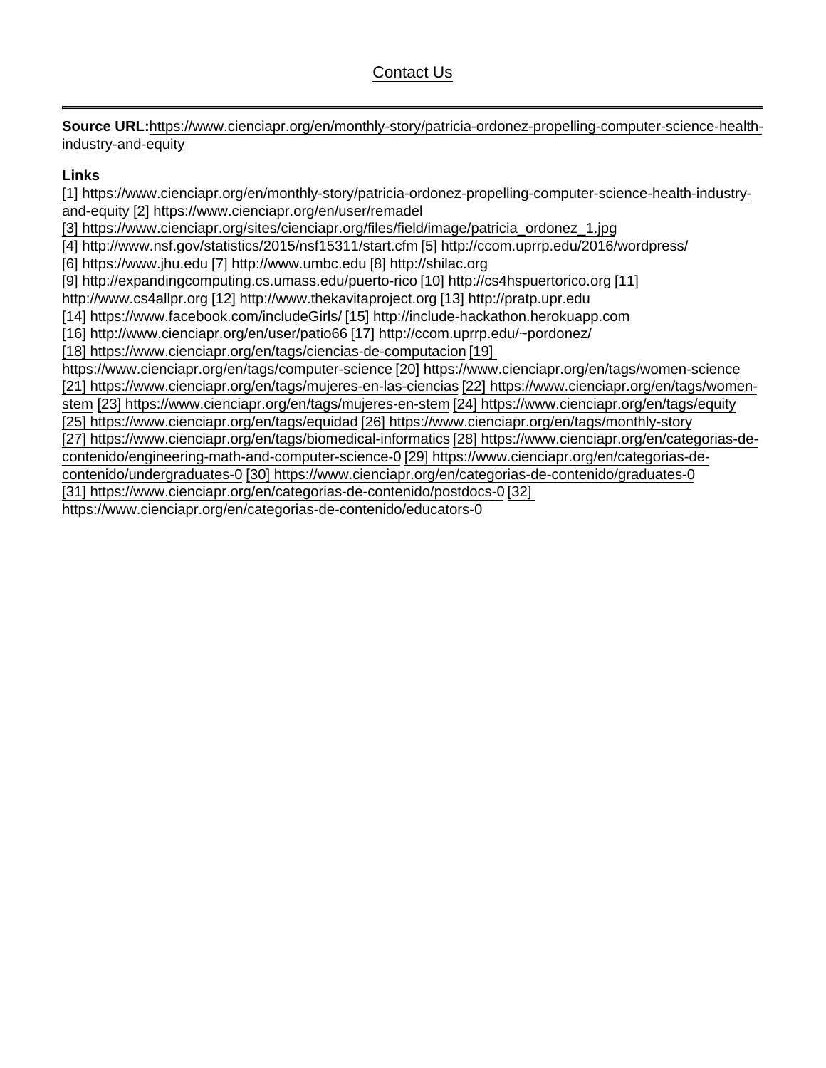Contact Us

---

**Source URL:** https://www.cienciapr.org/en/monthly-story/patricia-ordonez-propelling-computer-science-health-industry-and-equity

**Links**

[1] https://www.cienciapr.org/en/monthly-story/patricia-ordonez-propelling-computer-science-health-industry-and-equity [2] https://www.cienciapr.org/en/user/remadel
[3] https://www.cienciapr.org/sites/cienciapr.org/files/field/image/patricia_ordonez_1.jpg
[4] http://www.nsf.gov/statistics/2015/nsf15311/start.cfm [5] http://ccom.uprrp.edu/2016/wordpress/
[6] https://www.jhu.edu [7] http://www.umbc.edu [8] http://shilac.org
[9] http://expandingcomputing.cs.umass.edu/puerto-rico [10] http://cs4hspuertorico.org [11] http://www.cs4allpr.org [12] http://www.thekavitaproject.org [13] http://pratp.upr.edu
[14] https://www.facebook.com/includeGirls/ [15] http://include-hackathon.herokuapp.com
[16] http://www.cienciapr.org/en/user/patio66 [17] http://ccom.uprrp.edu/~pordonez/
[18] https://www.cienciapr.org/en/tags/ciencias-de-computacion [19] https://www.cienciapr.org/en/tags/computer-science [20] https://www.cienciapr.org/en/tags/women-science
[21] https://www.cienciapr.org/en/tags/mujeres-en-las-ciencias [22] https://www.cienciapr.org/en/tags/women-stem [23] https://www.cienciapr.org/en/tags/mujeres-en-stem [24] https://www.cienciapr.org/en/tags/equity
[25] https://www.cienciapr.org/en/tags/equidad [26] https://www.cienciapr.org/en/tags/monthly-story
[27] https://www.cienciapr.org/en/tags/biomedical-informatics [28] https://www.cienciapr.org/en/categorias-de-contenido/engineering-math-and-computer-science-0 [29] https://www.cienciapr.org/en/categorias-de-contenido/undergraduates-0 [30] https://www.cienciapr.org/en/categorias-de-contenido/graduates-0
[31] https://www.cienciapr.org/en/categorias-de-contenido/postdocs-0 [32] https://www.cienciapr.org/en/categorias-de-contenido/educators-0